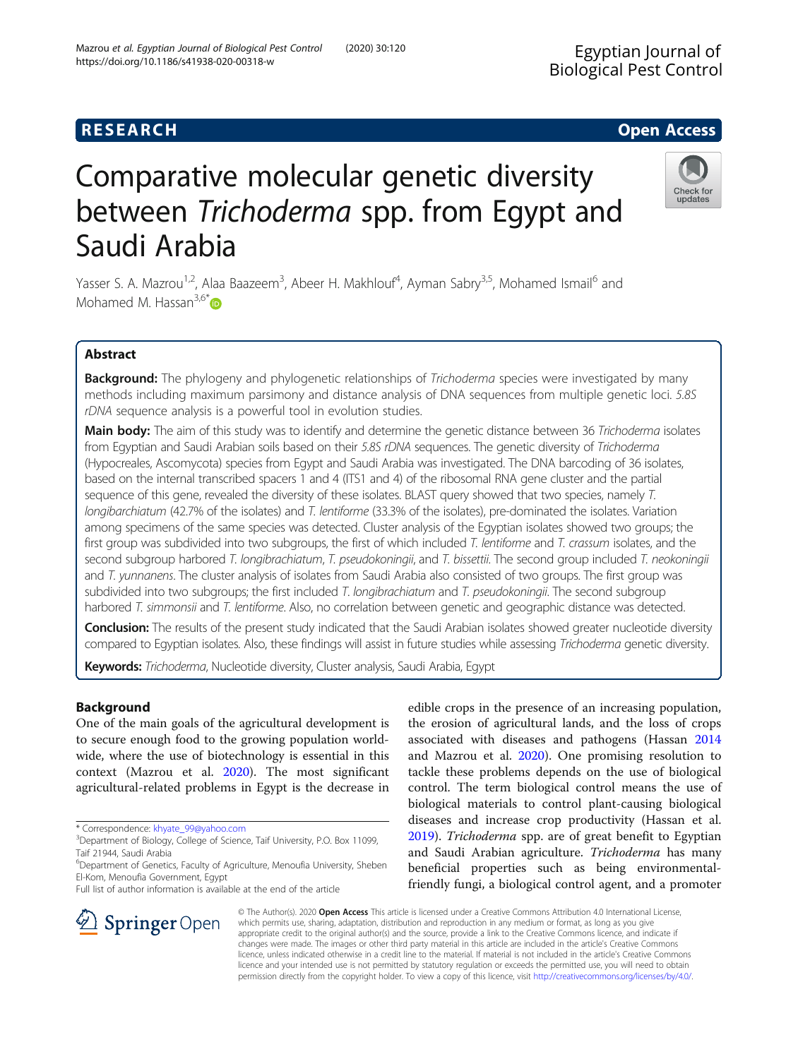RESEARCH

Open Access

# Comparative molecular genetic diversity between *Trichoderma* spp. from Egypt and Saudi Arabia

Yasser S. A. Mazrou[1,2], Alaa Baazeem[3], Abeer H. Makhlouf[4], Ayman Sabry[3,5], Mohamed Ismail[6] and Mohamed M. Hassan[3,6*]

## Abstract

**Background:** The phylogeny and phylogenetic relationships of *Trichoderma* species were investigated by many methods including maximum parsimony and distance analysis of DNA sequences from multiple genetic loci. *5.8S rDNA* sequence analysis is a powerful tool in evolution studies.

**Main body:** The aim of this study was to identify and determine the genetic distance between 36 *Trichoderma* isolates from Egyptian and Saudi Arabian soils based on their *5.8S rDNA* sequences. The genetic diversity of *Trichoderma* (Hypocreales, Ascomycota) species from Egypt and Saudi Arabia was investigated. The DNA barcoding of 36 isolates, based on the internal transcribed spacers 1 and 4 (ITS1 and 4) of the ribosomal RNA gene cluster and the partial sequence of this gene, revealed the diversity of these isolates. BLAST query showed that two species, namely *T. longibarchiatum* (42.7% of the isolates) and *T. lentiforme* (33.3% of the isolates), pre-dominated the isolates. Variation among specimens of the same species was detected. Cluster analysis of the Egyptian isolates showed two groups; the first group was subdivided into two subgroups, the first of which included *T. lentiforme* and *T. crassum* isolates, and the second subgroup harbored *T. longibrachiatum*, *T. pseudokoningii*, and *T. bissettii*. The second group included *T. neokoningii* and *T. yunnanens*. The cluster analysis of isolates from Saudi Arabia also consisted of two groups. The first group was subdivided into two subgroups; the first included *T. longibrachiatum* and *T. pseudokoningii*. The second subgroup harbored *T. simmonsii* and *T. lentiforme*. Also, no correlation between genetic and geographic distance was detected.

**Conclusion:** The results of the present study indicated that the Saudi Arabian isolates showed greater nucleotide diversity compared to Egyptian isolates. Also, these findings will assist in future studies while assessing *Trichoderma* genetic diversity.

**Keywords:** *Trichoderma*, Nucleotide diversity, Cluster analysis, Saudi Arabia, Egypt

## Background

One of the main goals of the agricultural development is to secure enough food to the growing population worldwide, where the use of biotechnology is essential in this context (Mazrou et al. 2020). The most significant agricultural-related problems in Egypt is the decrease in edible crops in the presence of an increasing population, the erosion of agricultural lands, and the loss of crops associated with diseases and pathogens (Hassan 2014 and Mazrou et al. 2020). One promising resolution to tackle these problems depends on the use of biological control. The term biological control means the use of biological materials to control plant-causing biological diseases and increase crop productivity (Hassan et al. 2019). *Trichoderma* spp. are of great benefit to Egyptian and Saudi Arabian agriculture. *Trichoderma* has many beneficial properties such as being environmental-friendly fungi, a biological control agent, and a promoter

* Correspondence: khyate_99@yahoo.com
[3]Department of Biology, College of Science, Taif University, P.O. Box 11099, Taif 21944, Saudi Arabia
[6]Department of Genetics, Faculty of Agriculture, Menoufia University, Sheben El-Kom, Menoufia Government, Egypt
Full list of author information is available at the end of the article

© The Author(s). 2020 **Open Access** This article is licensed under a Creative Commons Attribution 4.0 International License, which permits use, sharing, adaptation, distribution and reproduction in any medium or format, as long as you give appropriate credit to the original author(s) and the source, provide a link to the Creative Commons licence, and indicate if changes were made. The images or other third party material in this article are included in the article's Creative Commons licence, unless indicated otherwise in a credit line to the material. If material is not included in the article's Creative Commons licence and your intended use is not permitted by statutory regulation or exceeds the permitted use, you will need to obtain permission directly from the copyright holder. To view a copy of this licence, visit http://creativecommons.org/licenses/by/4.0/.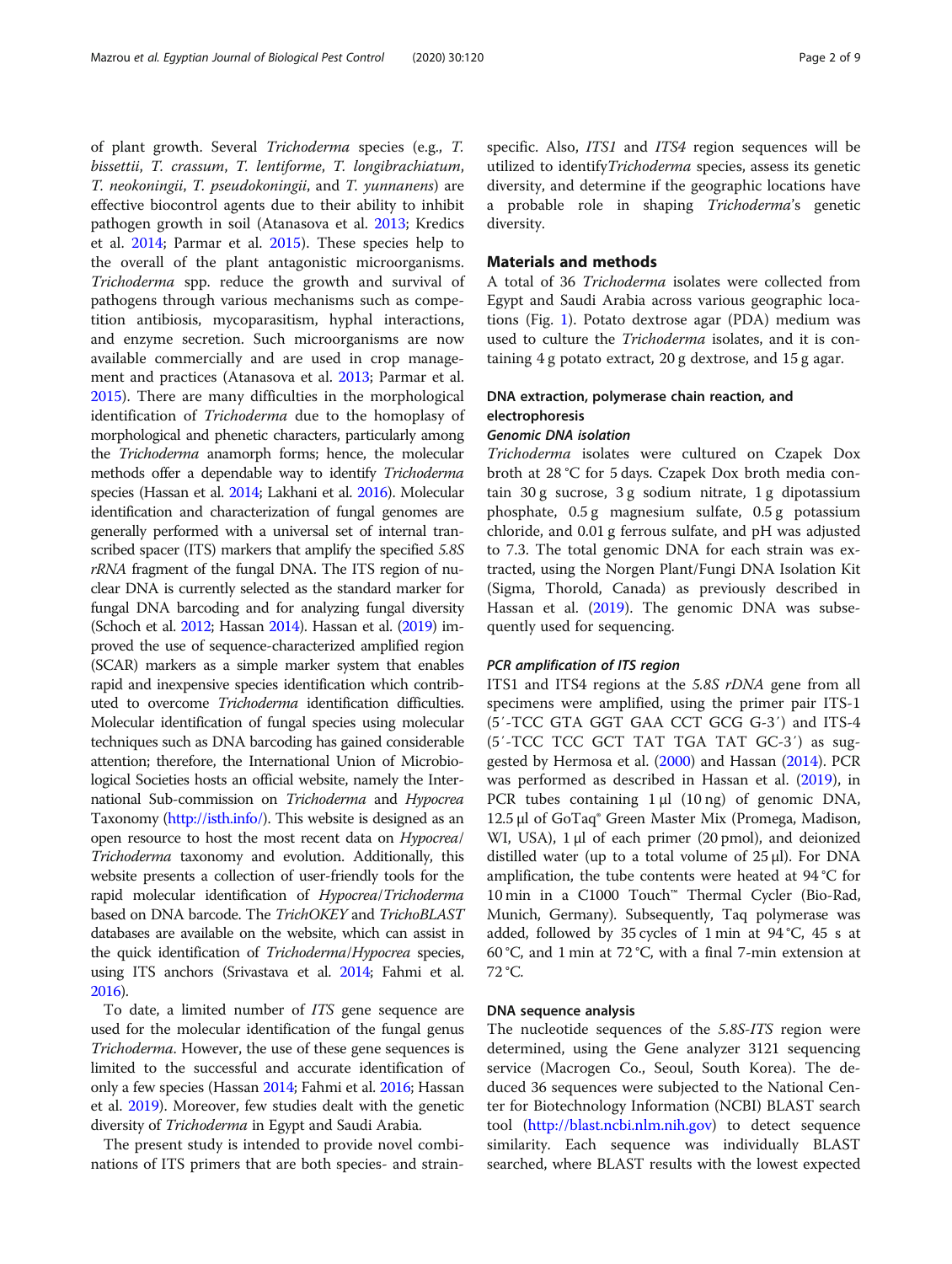of plant growth. Several *Trichoderma* species (e.g., *T. bissettii*, *T. crassum*, *T. lentiforme*, *T. longibrachiatum*, *T. neokoningii*, *T. pseudokoningii*, and *T. yunnanens*) are effective biocontrol agents due to their ability to inhibit pathogen growth in soil (Atanasova et al. 2013; Kredics et al. 2014; Parmar et al. 2015). These species help to the overall of the plant antagonistic microorganisms. *Trichoderma* spp. reduce the growth and survival of pathogens through various mechanisms such as competition antibiosis, mycoparasitism, hyphal interactions, and enzyme secretion. Such microorganisms are now available commercially and are used in crop management and practices (Atanasova et al. 2013; Parmar et al. 2015). There are many difficulties in the morphological identification of *Trichoderma* due to the homoplasy of morphological and phenetic characters, particularly among the *Trichoderma* anamorph forms; hence, the molecular methods offer a dependable way to identify *Trichoderma* species (Hassan et al. 2014; Lakhani et al. 2016). Molecular identification and characterization of fungal genomes are generally performed with a universal set of internal transcribed spacer (ITS) markers that amplify the specified *5.8S rRNA* fragment of the fungal DNA. The ITS region of nuclear DNA is currently selected as the standard marker for fungal DNA barcoding and for analyzing fungal diversity (Schoch et al. 2012; Hassan 2014). Hassan et al. (2019) improved the use of sequence-characterized amplified region (SCAR) markers as a simple marker system that enables rapid and inexpensive species identification which contributed to overcome *Trichoderma* identification difficulties. Molecular identification of fungal species using molecular techniques such as DNA barcoding has gained considerable attention; therefore, the International Union of Microbiological Societies hosts an official website, namely the International Sub-commission on *Trichoderma* and *Hypocrea* Taxonomy (http://isth.info/). This website is designed as an open resource to host the most recent data on *Hypocrea*/*Trichoderma* taxonomy and evolution. Additionally, this website presents a collection of user-friendly tools for the rapid molecular identification of *Hypocrea*/*Trichoderma* based on DNA barcode. The *TrichOKEY* and *TrichoBLAST* databases are available on the website, which can assist in the quick identification of *Trichoderma*/*Hypocrea* species, using ITS anchors (Srivastava et al. 2014; Fahmi et al. 2016).

To date, a limited number of *ITS* gene sequence are used for the molecular identification of the fungal genus *Trichoderma*. However, the use of these gene sequences is limited to the successful and accurate identification of only a few species (Hassan 2014; Fahmi et al. 2016; Hassan et al. 2019). Moreover, few studies dealt with the genetic diversity of *Trichoderma* in Egypt and Saudi Arabia.

The present study is intended to provide novel combinations of ITS primers that are both species- and strain-specific. Also, *ITS1* and *ITS4* region sequences will be utilized to identify *Trichoderma* species, assess its genetic diversity, and determine if the geographic locations have a probable role in shaping *Trichoderma*'s genetic diversity.

## Materials and methods

A total of 36 *Trichoderma* isolates were collected from Egypt and Saudi Arabia across various geographic locations (Fig. 1). Potato dextrose agar (PDA) medium was used to culture the *Trichoderma* isolates, and it is containing 4 g potato extract, 20 g dextrose, and 15 g agar.

### DNA extraction, polymerase chain reaction, and electrophoresis

#### Genomic DNA isolation

*Trichoderma* isolates were cultured on Czapek Dox broth at 28 °C for 5 days. Czapek Dox broth media contain 30 g sucrose, 3 g sodium nitrate, 1 g dipotassium phosphate, 0.5 g magnesium sulfate, 0.5 g potassium chloride, and 0.01 g ferrous sulfate, and pH was adjusted to 7.3. The total genomic DNA for each strain was extracted, using the Norgen Plant/Fungi DNA Isolation Kit (Sigma, Thorold, Canada) as previously described in Hassan et al. (2019). The genomic DNA was subsequently used for sequencing.

#### PCR amplification of ITS region

ITS1 and ITS4 regions at the *5.8S rDNA* gene from all specimens were amplified, using the primer pair ITS-1 (5′-TCC GTA GGT GAA CCT GCG G-3′) and ITS-4 (5′-TCC TCC GCT TAT TGA TAT GC-3′) as suggested by Hermosa et al. (2000) and Hassan (2014). PCR was performed as described in Hassan et al. (2019), in PCR tubes containing 1 μl (10 ng) of genomic DNA, 12.5 μl of GoTaq® Green Master Mix (Promega, Madison, WI, USA), 1 μl of each primer (20 pmol), and deionized distilled water (up to a total volume of 25 μl). For DNA amplification, the tube contents were heated at 94 °C for 10 min in a C1000 Touch™ Thermal Cycler (Bio-Rad, Munich, Germany). Subsequently, Taq polymerase was added, followed by 35 cycles of 1 min at 94 °C, 45 s at 60 °C, and 1 min at 72 °C, with a final 7-min extension at 72 °C.

#### DNA sequence analysis

The nucleotide sequences of the *5.8S-ITS* region were determined, using the Gene analyzer 3121 sequencing service (Macrogen Co., Seoul, South Korea). The deduced 36 sequences were subjected to the National Center for Biotechnology Information (NCBI) BLAST search tool (http://blast.ncbi.nlm.nih.gov) to detect sequence similarity. Each sequence was individually BLAST searched, where BLAST results with the lowest expected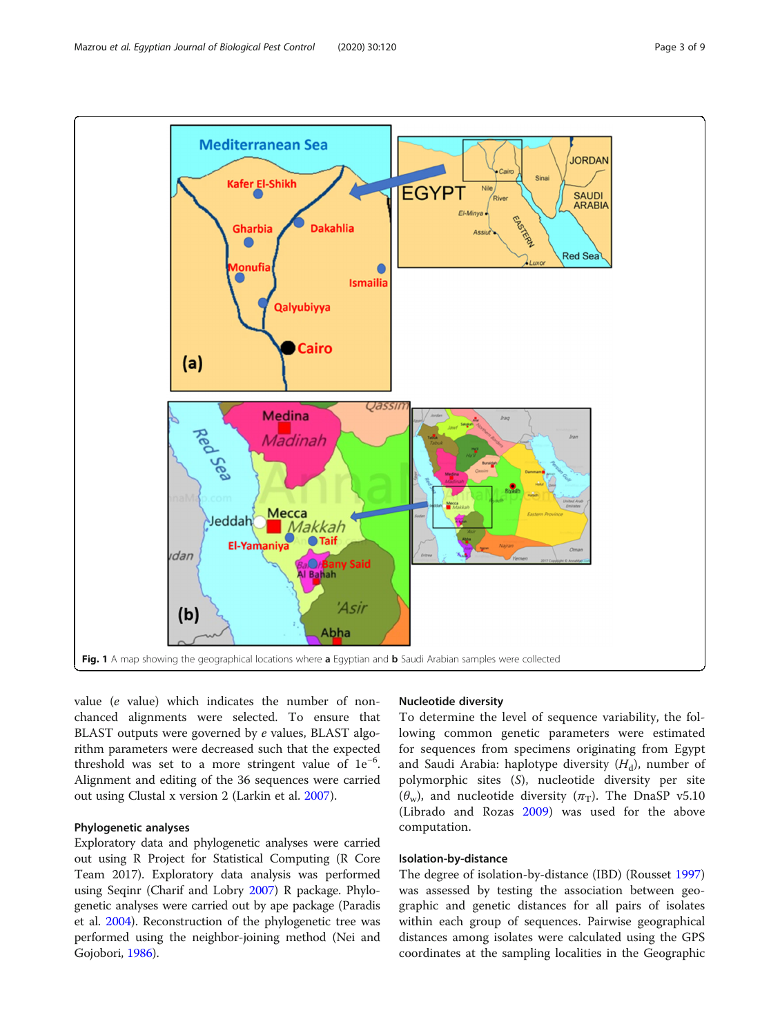Fig. 1 A map showing the geographical locations where **a** Egyptian and **b** Saudi Arabian samples were collected

value (*e* value) which indicates the number of non-chanced alignments were selected. To ensure that BLAST outputs were governed by *e* values, BLAST algorithm parameters were decreased such that the expected threshold was set to a more stringent value of $1e^{-6}$. Alignment and editing of the 36 sequences were carried out using Clustal x version 2 (Larkin et al. 2007).

### Phylogenetic analyses

Exploratory data and phylogenetic analyses were carried out using R Project for Statistical Computing (R Core Team 2017). Exploratory data analysis was performed using Seqinr (Charif and Lobry 2007) R package. Phylogenetic analyses were carried out by ape package (Paradis et al. 2004). Reconstruction of the phylogenetic tree was performed using the neighbor-joining method (Nei and Gojobori, 1986).

### Nucleotide diversity

To determine the level of sequence variability, the following common genetic parameters were estimated for sequences from specimens originating from Egypt and Saudi Arabia: haplotype diversity ($H_d$), number of polymorphic sites ($S$), nucleotide diversity per site ($\theta_w$), and nucleotide diversity ($\pi_T$). The DnaSP v5.10 (Librado and Rozas 2009) was used for the above computation.

### Isolation-by-distance

The degree of isolation-by-distance (IBD) (Rousset 1997) was assessed by testing the association between geographic and genetic distances for all pairs of isolates within each group of sequences. Pairwise geographical distances among isolates were calculated using the GPS coordinates at the sampling localities in the Geographic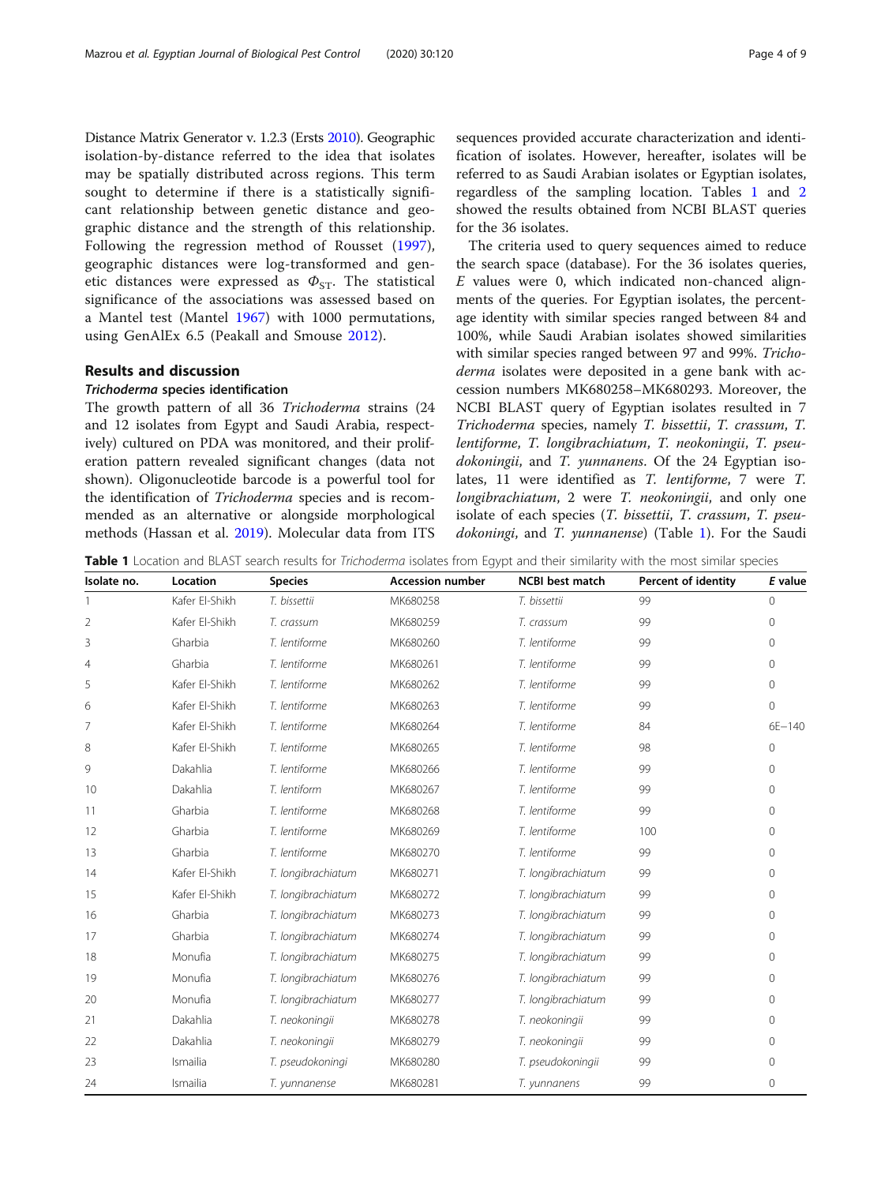Distance Matrix Generator v. 1.2.3 (Ersts 2010). Geographic isolation-by-distance referred to the idea that isolates may be spatially distributed across regions. This term sought to determine if there is a statistically significant relationship between genetic distance and geographic distance and the strength of this relationship. Following the regression method of Rousset (1997), geographic distances were log-transformed and genetic distances were expressed as $\Phi_{ST}$. The statistical significance of the associations was assessed based on a Mantel test (Mantel 1967) with 1000 permutations, using GenAlEx 6.5 (Peakall and Smouse 2012).

## Results and discussion

### *Trichoderma* species identification

The growth pattern of all 36 *Trichoderma* strains (24 and 12 isolates from Egypt and Saudi Arabia, respectively) cultured on PDA was monitored, and their proliferation pattern revealed significant changes (data not shown). Oligonucleotide barcode is a powerful tool for the identification of *Trichoderma* species and is recommended as an alternative or alongside morphological methods (Hassan et al. 2019). Molecular data from ITS sequences provided accurate characterization and identification of isolates. However, hereafter, isolates will be referred to as Saudi Arabian isolates or Egyptian isolates, regardless of the sampling location. Tables 1 and 2 showed the results obtained from NCBI BLAST queries for the 36 isolates.

The criteria used to query sequences aimed to reduce the search space (database). For the 36 isolates queries, *E* values were 0, which indicated non-chanced alignments of the queries. For Egyptian isolates, the percentage identity with similar species ranged between 84 and 100%, while Saudi Arabian isolates showed similarities with similar species ranged between 97 and 99%. *Trichoderma* isolates were deposited in a gene bank with accession numbers MK680258–MK680293. Moreover, the NCBI BLAST query of Egyptian isolates resulted in 7 *Trichoderma* species, namely *T. bissettii*, *T. crassum*, *T. lentiforme*, *T. longibrachiatum*, *T. neokoningii*, *T. pseudokoningii*, and *T. yunnanens*. Of the 24 Egyptian isolates, 11 were identified as *T. lentiforme*, 7 were *T. longibrachiatum*, 2 were *T. neokoningii*, and only one isolate of each species (*T. bissettii*, *T. crassum*, *T. pseudokoningi*, and *T. yunnanense*) (Table 1). For the Saudi

**Table 1** Location and BLAST search results for *Trichoderma* isolates from Egypt and their similarity with the most similar species

| Isolate no. | Location | Species | Accession number | NCBI best match | Percent of identity | *E* value |
|---|---|---|---|---|---|---|
| 1 | Kafer El-Shikh | *T. bissettii* | MK680258 | *T. bissettii* | 99 | 0 |
| 2 | Kafer El-Shikh | *T. crassum* | MK680259 | *T. crassum* | 99 | 0 |
| 3 | Gharbia | *T. lentiforme* | MK680260 | *T. lentiforme* | 99 | 0 |
| 4 | Gharbia | *T. lentiforme* | MK680261 | *T. lentiforme* | 99 | 0 |
| 5 | Kafer El-Shikh | *T. lentiforme* | MK680262 | *T. lentiforme* | 99 | 0 |
| 6 | Kafer El-Shikh | *T. lentiforme* | MK680263 | *T. lentiforme* | 99 | 0 |
| 7 | Kafer El-Shikh | *T. lentiforme* | MK680264 | *T. lentiforme* | 84 | 6E−140 |
| 8 | Kafer El-Shikh | *T. lentiforme* | MK680265 | *T. lentiforme* | 98 | 0 |
| 9 | Dakahlia | *T. lentiforme* | MK680266 | *T. lentiforme* | 99 | 0 |
| 10 | Dakahlia | *T. lentiform* | MK680267 | *T. lentiforme* | 99 | 0 |
| 11 | Gharbia | *T. lentiforme* | MK680268 | *T. lentiforme* | 99 | 0 |
| 12 | Gharbia | *T. lentiforme* | MK680269 | *T. lentiforme* | 100 | 0 |
| 13 | Gharbia | *T. lentiforme* | MK680270 | *T. lentiforme* | 99 | 0 |
| 14 | Kafer El-Shikh | *T. longibrachiatum* | MK680271 | *T. longibrachiatum* | 99 | 0 |
| 15 | Kafer El-Shikh | *T. longibrachiatum* | MK680272 | *T. longibrachiatum* | 99 | 0 |
| 16 | Gharbia | *T. longibrachiatum* | MK680273 | *T. longibrachiatum* | 99 | 0 |
| 17 | Gharbia | *T. longibrachiatum* | MK680274 | *T. longibrachiatum* | 99 | 0 |
| 18 | Monufia | *T. longibrachiatum* | MK680275 | *T. longibrachiatum* | 99 | 0 |
| 19 | Monufia | *T. longibrachiatum* | MK680276 | *T. longibrachiatum* | 99 | 0 |
| 20 | Monufia | *T. longibrachiatum* | MK680277 | *T. longibrachiatum* | 99 | 0 |
| 21 | Dakahlia | *T. neokoningii* | MK680278 | *T. neokoningii* | 99 | 0 |
| 22 | Dakahlia | *T. neokoningii* | MK680279 | *T. neokoningii* | 99 | 0 |
| 23 | Ismailia | *T. pseudokoningi* | MK680280 | *T. pseudokoningii* | 99 | 0 |
| 24 | Ismailia | *T. yunnanense* | MK680281 | *T. yunnanens* | 99 | 0 |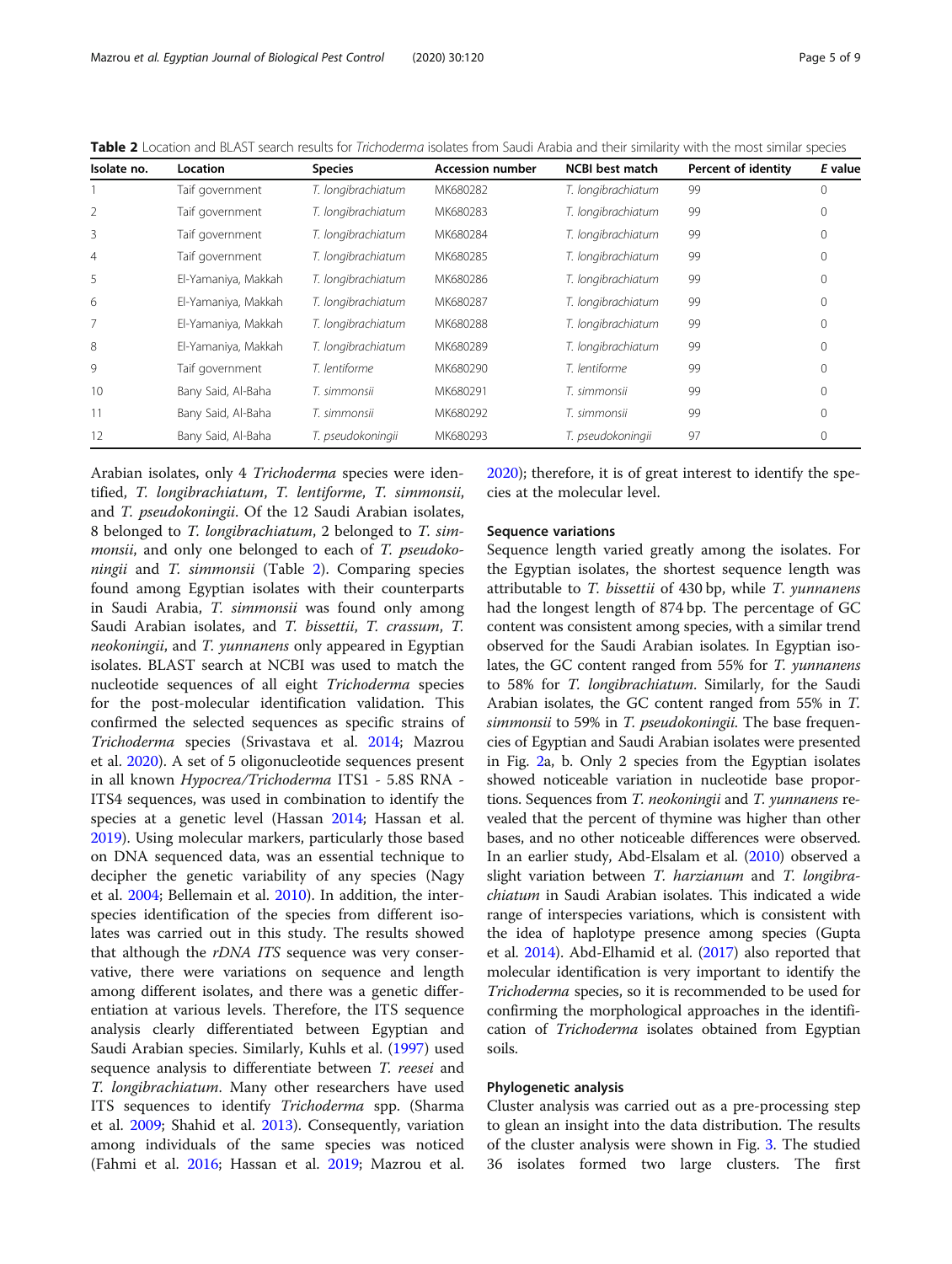**Table 2** Location and BLAST search results for *Trichoderma* isolates from Saudi Arabia and their similarity with the most similar species

| Isolate no. | Location | Species | Accession number | NCBI best match | Percent of identity | *E* value |
|---|---|---|---|---|---|---|
| 1 | Taif government | *T. longibrachiatum* | MK680282 | *T. longibrachiatum* | 99 | 0 |
| 2 | Taif government | *T. longibrachiatum* | MK680283 | *T. longibrachiatum* | 99 | 0 |
| 3 | Taif government | *T. longibrachiatum* | MK680284 | *T. longibrachiatum* | 99 | 0 |
| 4 | Taif government | *T. longibrachiatum* | MK680285 | *T. longibrachiatum* | 99 | 0 |
| 5 | El-Yamaniya, Makkah | *T. longibrachiatum* | MK680286 | *T. longibrachiatum* | 99 | 0 |
| 6 | El-Yamaniya, Makkah | *T. longibrachiatum* | MK680287 | *T. longibrachiatum* | 99 | 0 |
| 7 | El-Yamaniya, Makkah | *T. longibrachiatum* | MK680288 | *T. longibrachiatum* | 99 | 0 |
| 8 | El-Yamaniya, Makkah | *T. longibrachiatum* | MK680289 | *T. longibrachiatum* | 99 | 0 |
| 9 | Taif government | *T. lentiforme* | MK680290 | *T. lentiforme* | 99 | 0 |
| 10 | Bany Said, Al-Baha | *T. simmonsii* | MK680291 | *T. simmonsii* | 99 | 0 |
| 11 | Bany Said, Al-Baha | *T. simmonsii* | MK680292 | *T. simmonsii* | 99 | 0 |
| 12 | Bany Said, Al-Baha | *T. pseudokoningii* | MK680293 | *T. pseudokoningii* | 97 | 0 |

Arabian isolates, only 4 *Trichoderma* species were identified, *T. longibrachiatum*, *T. lentiforme*, *T. simmonsii*, and *T. pseudokoningii*. Of the 12 Saudi Arabian isolates, 8 belonged to *T. longibrachiatum*, 2 belonged to *T. simmonsii*, and only one belonged to each of *T. pseudokoningii* and *T. simmonsii* (Table 2). Comparing species found among Egyptian isolates with their counterparts in Saudi Arabia, *T. simmonsii* was found only among Saudi Arabian isolates, and *T. bissettii*, *T. crassum*, *T. neokoningii*, and *T. yunnanens* only appeared in Egyptian isolates. BLAST search at NCBI was used to match the nucleotide sequences of all eight *Trichoderma* species for the post-molecular identification validation. This confirmed the selected sequences as specific strains of *Trichoderma* species (Srivastava et al. 2014; Mazrou et al. 2020). A set of 5 oligonucleotide sequences present in all known *Hypocrea/Trichoderma* ITS1 - 5.8S RNA - ITS4 sequences, was used in combination to identify the species at a genetic level (Hassan 2014; Hassan et al. 2019). Using molecular markers, particularly those based on DNA sequenced data, was an essential technique to decipher the genetic variability of any species (Nagy et al. 2004; Bellemain et al. 2010). In addition, the inter-species identification of the species from different isolates was carried out in this study. The results showed that although the *rDNA ITS* sequence was very conservative, there were variations on sequence and length among different isolates, and there was a genetic differentiation at various levels. Therefore, the ITS sequence analysis clearly differentiated between Egyptian and Saudi Arabian species. Similarly, Kuhls et al. (1997) used sequence analysis to differentiate between *T. reesei* and *T. longibrachiatum*. Many other researchers have used ITS sequences to identify *Trichoderma* spp. (Sharma et al. 2009; Shahid et al. 2013). Consequently, variation among individuals of the same species was noticed (Fahmi et al. 2016; Hassan et al. 2019; Mazrou et al. 2020); therefore, it is of great interest to identify the species at the molecular level.

### Sequence variations

Sequence length varied greatly among the isolates. For the Egyptian isolates, the shortest sequence length was attributable to *T. bissettii* of 430 bp, while *T. yunnanens* had the longest length of 874 bp. The percentage of GC content was consistent among species, with a similar trend observed for the Saudi Arabian isolates. In Egyptian isolates, the GC content ranged from 55% for *T. yunnanens* to 58% for *T. longibrachiatum*. Similarly, for the Saudi Arabian isolates, the GC content ranged from 55% in *T. simmonsii* to 59% in *T. pseudokoningii*. The base frequencies of Egyptian and Saudi Arabian isolates were presented in Fig. 2a, b. Only 2 species from the Egyptian isolates showed noticeable variation in nucleotide base proportions. Sequences from *T. neokoningii* and *T. yunnanens* revealed that the percent of thymine was higher than other bases, and no other noticeable differences were observed. In an earlier study, Abd-Elsalam et al. (2010) observed a slight variation between *T. harzianum* and *T. longibrachiatum* in Saudi Arabian isolates. This indicated a wide range of interspecies variations, which is consistent with the idea of haplotype presence among species (Gupta et al. 2014). Abd-Elhamid et al. (2017) also reported that molecular identification is very important to identify the *Trichoderma* species, so it is recommended to be used for confirming the morphological approaches in the identification of *Trichoderma* isolates obtained from Egyptian soils.

### Phylogenetic analysis

Cluster analysis was carried out as a pre-processing step to glean an insight into the data distribution. The results of the cluster analysis were shown in Fig. 3. The studied 36 isolates formed two large clusters. The first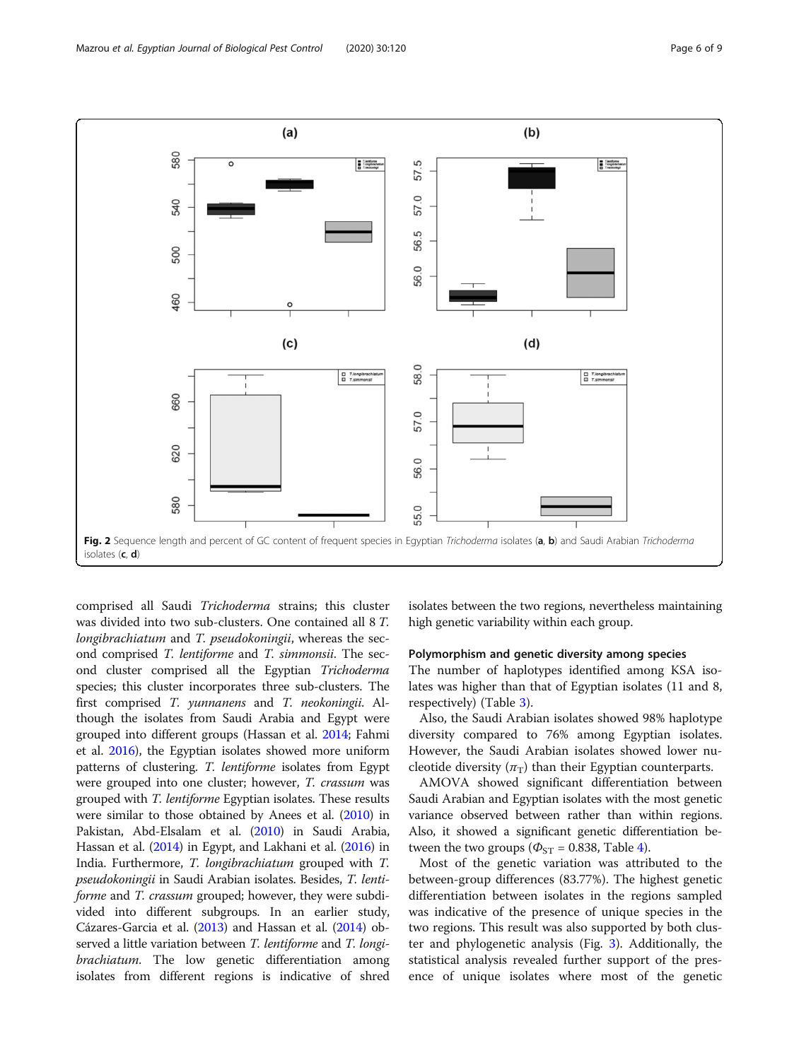Fig. 2 Sequence length and percent of GC content of frequent species in Egyptian *Trichoderma* isolates (**a**, **b**) and Saudi Arabian *Trichoderma* isolates (**c**, **d**)

comprised all Saudi *Trichoderma* strains; this cluster was divided into two sub-clusters. One contained all 8 *T. longibrachiatum* and *T. pseudokoningii*, whereas the second comprised *T. lentiforme* and *T. simmonsii*. The second cluster comprised all the Egyptian *Trichoderma* species; this cluster incorporates three sub-clusters. The first comprised *T. yunnanens* and *T. neokoningii*. Although the isolates from Saudi Arabia and Egypt were grouped into different groups (Hassan et al. 2014; Fahmi et al. 2016), the Egyptian isolates showed more uniform patterns of clustering. *T. lentiforme* isolates from Egypt were grouped into one cluster; however, *T. crassum* was grouped with *T. lentiforme* Egyptian isolates. These results were similar to those obtained by Anees et al. (2010) in Pakistan, Abd-Elsalam et al. (2010) in Saudi Arabia, Hassan et al. (2014) in Egypt, and Lakhani et al. (2016) in India. Furthermore, *T. longibrachiatum* grouped with *T. pseudokoningii* in Saudi Arabian isolates. Besides, *T. lentiforme* and *T. crassum* grouped; however, they were subdivided into different subgroups. In an earlier study, Cázares-Garcia et al. (2013) and Hassan et al. (2014) observed a little variation between *T. lentiforme* and *T. longibrachiatum*. The low genetic differentiation among isolates from different regions is indicative of shred isolates between the two regions, nevertheless maintaining high genetic variability within each group.

### Polymorphism and genetic diversity among species

The number of haplotypes identified among KSA isolates was higher than that of Egyptian isolates (11 and 8, respectively) (Table 3).

Also, the Saudi Arabian isolates showed 98% haplotype diversity compared to 76% among Egyptian isolates. However, the Saudi Arabian isolates showed lower nucleotide diversity ($\pi_T$) than their Egyptian counterparts.

AMOVA showed significant differentiation between Saudi Arabian and Egyptian isolates with the most genetic variance observed between rather than within regions. Also, it showed a significant genetic differentiation between the two groups ($\Phi_{ST}$ = 0.838, Table 4).

Most of the genetic variation was attributed to the between-group differences (83.77%). The highest genetic differentiation between isolates in the regions sampled was indicative of the presence of unique species in the two regions. This result was also supported by both cluster and phylogenetic analysis (Fig. 3). Additionally, the statistical analysis revealed further support of the presence of unique isolates where most of the genetic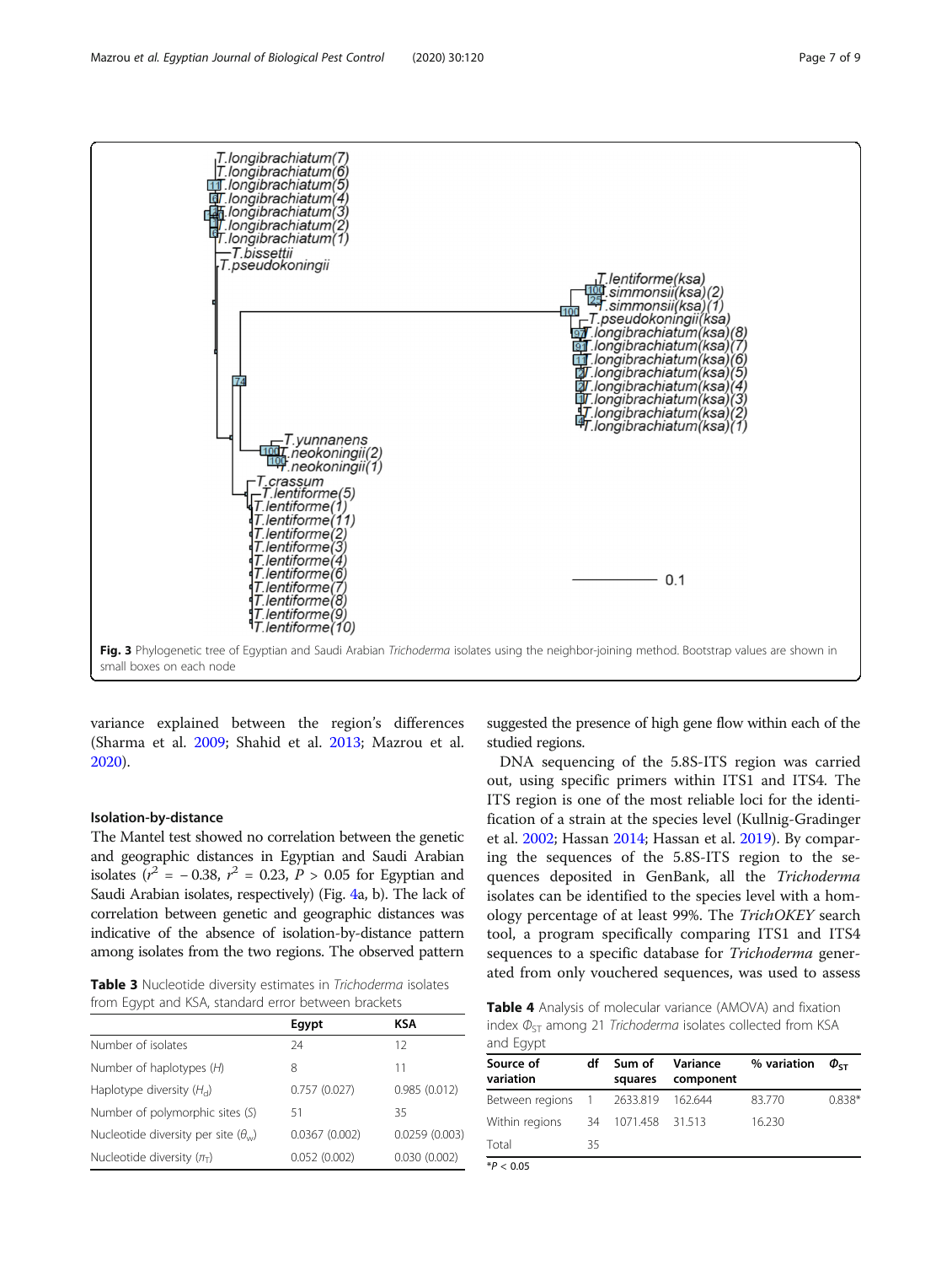Fig. 3 Phylogenetic tree of Egyptian and Saudi Arabian *Trichoderma* isolates using the neighbor-joining method. Bootstrap values are shown in small boxes on each node

variance explained between the region's differences (Sharma et al. 2009; Shahid et al. 2013; Mazrou et al. 2020).

### Isolation-by-distance

The Mantel test showed no correlation between the genetic and geographic distances in Egyptian and Saudi Arabian isolates ($r^2$ = − 0.38, $r^2$ = 0.23, $P$ > 0.05 for Egyptian and Saudi Arabian isolates, respectively) (Fig. 4a, b). The lack of correlation between genetic and geographic distances was indicative of the absence of isolation-by-distance pattern among isolates from the two regions. The observed pattern suggested the presence of high gene flow within each of the studied regions.

**Table 3** Nucleotide diversity estimates in *Trichoderma* isolates from Egypt and KSA, standard error between brackets

| | Egypt | KSA |
|---|---|---|
| Number of isolates | 24 | 12 |
| Number of haplotypes ($H$) | 8 | 11 |
| Haplotype diversity ($H_d$) | 0.757 (0.027) | 0.985 (0.012) |
| Number of polymorphic sites ($S$) | 51 | 35 |
| Nucleotide diversity per site ($\theta_w$) | 0.0367 (0.002) | 0.0259 (0.003) |
| Nucleotide diversity ($\pi_T$) | 0.052 (0.002) | 0.030 (0.002) |

DNA sequencing of the 5.8S-ITS region was carried out, using specific primers within ITS1 and ITS4. The ITS region is one of the most reliable loci for the identification of a strain at the species level (Kullnig-Gradinger et al. 2002; Hassan 2014; Hassan et al. 2019). By comparing the sequences of the 5.8S-ITS region to the sequences deposited in GenBank, all the *Trichoderma* isolates can be identified to the species level with a homology percentage of at least 99%. The *TrichOKEY* search tool, a program specifically comparing ITS1 and ITS4 sequences to a specific database for *Trichoderma* generated from only vouchered sequences, was used to assess

**Table 4** Analysis of molecular variance (AMOVA) and fixation index $\Phi_{ST}$ among 21 *Trichoderma* isolates collected from KSA and Egypt

| Source of variation | df | Sum of squares | Variance component | % variation | $\Phi_{ST}$ |
|---|---|---|---|---|---|
| Between regions | 1 | 2633.819 | 162.644 | 83.770 | 0.838* |
| Within regions | 34 | 1071.458 | 31.513 | 16.230 | |
| Total | 35 | | | | |

*$P$ < 0.05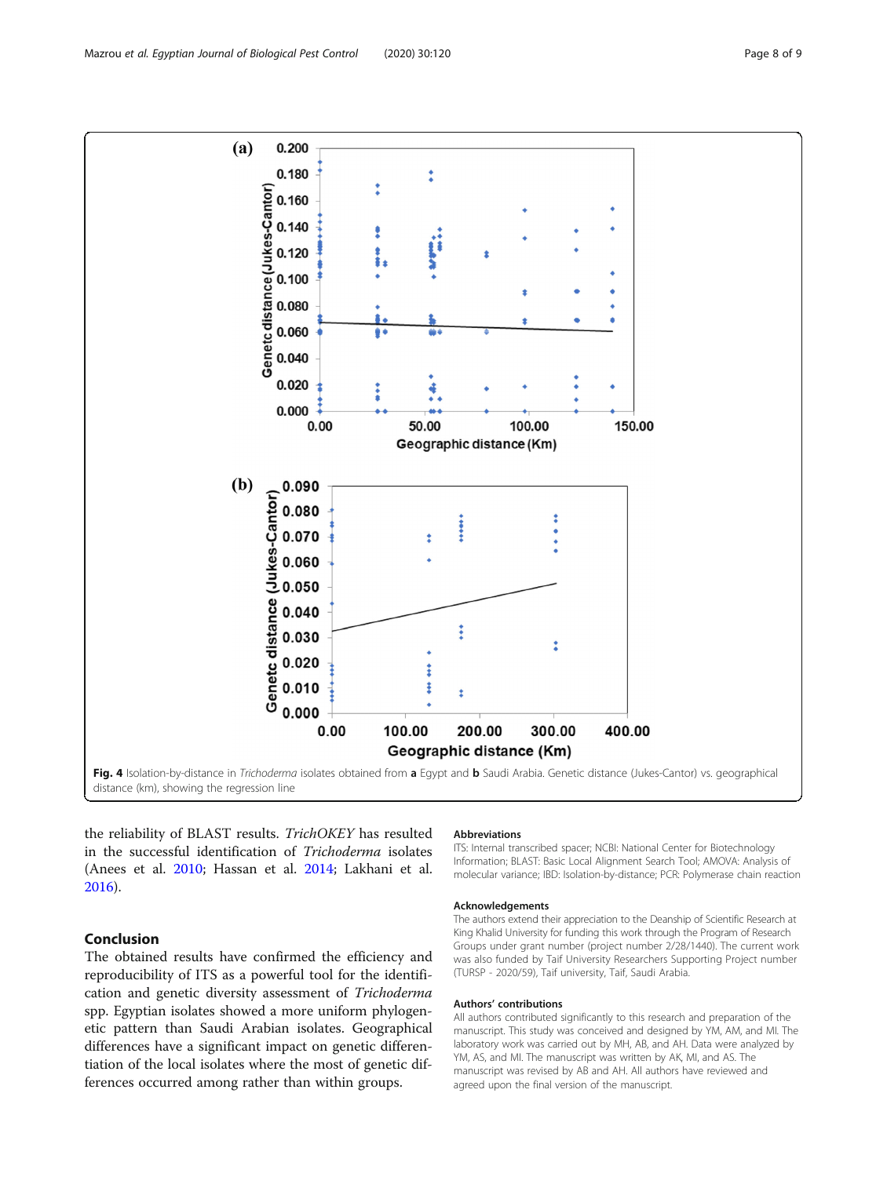Fig. 4 Isolation-by-distance in *Trichoderma* isolates obtained from **a** Egypt and **b** Saudi Arabia. Genetic distance (Jukes-Cantor) vs. geographical distance (km), showing the regression line

the reliability of BLAST results. *TrichOKEY* has resulted in the successful identification of *Trichoderma* isolates (Anees et al. 2010; Hassan et al. 2014; Lakhani et al. 2016).

## Conclusion

The obtained results have confirmed the efficiency and reproducibility of ITS as a powerful tool for the identification and genetic diversity assessment of *Trichoderma* spp. Egyptian isolates showed a more uniform phylogenetic pattern than Saudi Arabian isolates. Geographical differences have a significant impact on genetic differentiation of the local isolates where the most of genetic differences occurred among rather than within groups.

### Abbreviations

ITS: Internal transcribed spacer; NCBI: National Center for Biotechnology Information; BLAST: Basic Local Alignment Search Tool; AMOVA: Analysis of molecular variance; IBD: Isolation-by-distance; PCR: Polymerase chain reaction

### Acknowledgements

The authors extend their appreciation to the Deanship of Scientific Research at King Khalid University for funding this work through the Program of Research Groups under grant number (project number 2/28/1440). The current work was also funded by Taif University Researchers Supporting Project number (TURSP - 2020/59), Taif university, Taif, Saudi Arabia.

### Authors' contributions

All authors contributed significantly to this research and preparation of the manuscript. This study was conceived and designed by YM, AM, and MI. The laboratory work was carried out by MH, AB, and AH. Data were analyzed by YM, AS, and MI. The manuscript was written by AK, MI, and AS. The manuscript was revised by AB and AH. All authors have reviewed and agreed upon the final version of the manuscript.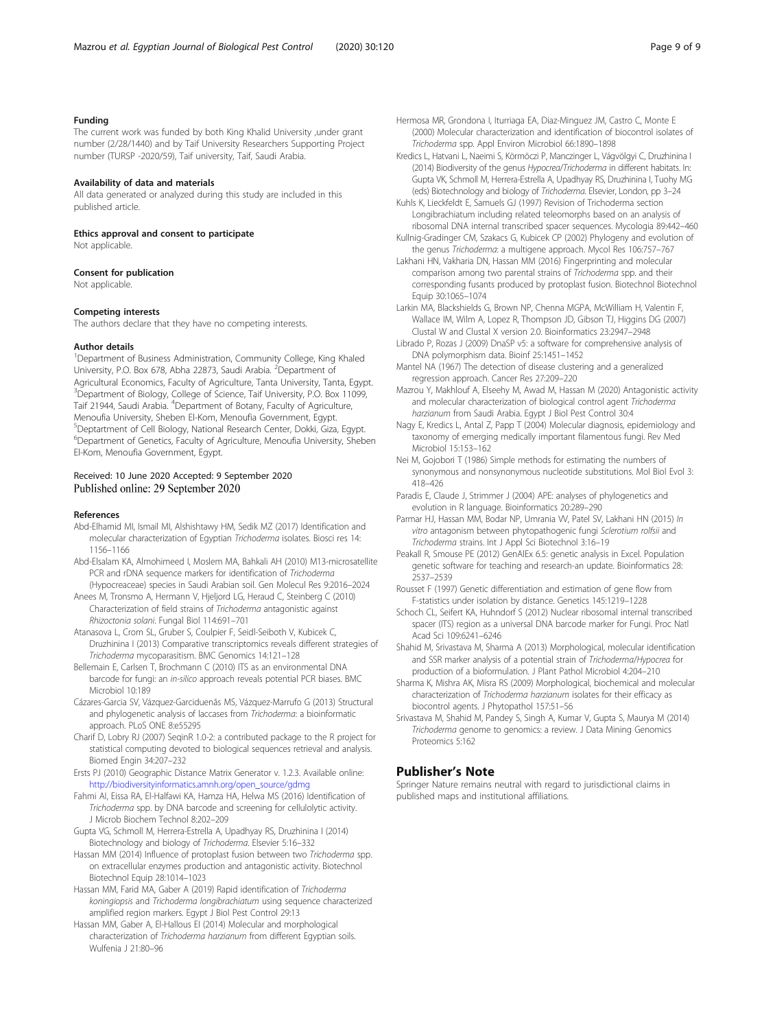#### Funding

The current work was funded by both King Khalid University ,under grant number (2/28/1440) and by Taif University Researchers Supporting Project number (TURSP -2020/59), Taif university, Taif, Saudi Arabia.

#### Availability of data and materials

All data generated or analyzed during this study are included in this published article.

#### Ethics approval and consent to participate

Not applicable.

#### Consent for publication

Not applicable.

#### Competing interests

The authors declare that they have no competing interests.

#### Author details

[1]Department of Business Administration, Community College, King Khaled University, P.O. Box 678, Abha 22873, Saudi Arabia. [2]Department of Agricultural Economics, Faculty of Agriculture, Tanta University, Tanta, Egypt. [3]Department of Biology, College of Science, Taif University, P.O. Box 11099, Taif 21944, Saudi Arabia. [4]Department of Botany, Faculty of Agriculture, Menoufia University, Sheben El-Kom, Menoufia Government, Egypt. [5]Deptartment of Cell Biology, National Research Center, Dokki, Giza, Egypt. [6]Department of Genetics, Faculty of Agriculture, Menoufia University, Sheben El-Kom, Menoufia Government, Egypt.

Received: 10 June 2020 Accepted: 9 September 2020
Published online: 29 September 2020

#### References

- Abd-Elhamid MI, Ismail MI, Alshishtawy HM, Sedik MZ (2017) Identification and molecular characterization of Egyptian *Trichoderma* isolates. Biosci res 14: 1156–1166
- Abd-Elsalam KA, Almohimeed I, Moslem MA, Bahkali AH (2010) M13-microsatellite PCR and rDNA sequence markers for identification of *Trichoderma* (Hypocreaceae) species in Saudi Arabian soil. Gen Molecul Res 9:2016–2024
- Anees M, Tronsmo A, Hermann V, Hjeljord LG, Heraud C, Steinberg C (2010) Characterization of field strains of *Trichoderma* antagonistic against *Rhizoctonia solani*. Fungal Biol 114:691–701
- Atanasova L, Crom SL, Gruber S, Coulpier F, Seidl-Seiboth V, Kubicek C, Druzhinina I (2013) Comparative transcriptomics reveals different strategies of *Trichoderma* mycoparasitism. BMC Genomics 14:121–128
- Bellemain E, Carlsen T, Brochmann C (2010) ITS as an environmental DNA barcode for fungi: an *in-silico* approach reveals potential PCR biases. BMC Microbiol 10:189
- Cázares-García SV, Vázquez-Garciduenãs MS, Vázquez-Marrufo G (2013) Structural and phylogenetic analysis of laccases from *Trichoderma*: a bioinformatic approach. PLoS ONE 8:e55295
- Charif D, Lobry RJ (2007) SeqinR 1.0-2: a contributed package to the R project for statistical computing devoted to biological sequences retrieval and analysis. Biomed Engin 34:207–232
- Ersts PJ (2010) Geographic Distance Matrix Generator v. 1.2.3. Available online: http://biodiversityinformatics.amnh.org/open_source/gdmg
- Fahmi AI, Eissa RA, El-Halfawi KA, Hamza HA, Helwa MS (2016) Identification of *Trichoderma* spp. by DNA barcode and screening for cellulolytic activity. J Microb Biochem Technol 8:202–209
- Gupta VG, Schmoll M, Herrera-Estrella A, Upadhyay RS, Druzhinina I (2014) Biotechnology and biology of *Trichoderma*. Elsevier 5:16–332
- Hassan MM (2014) Influence of protoplast fusion between two *Trichoderma* spp. on extracellular enzymes production and antagonistic activity. Biotechnol Biotechnol Equip 28:1014–1023
- Hassan MM, Farid MA, Gaber A (2019) Rapid identification of *Trichoderma koningiopsis* and *Trichoderma longibrachiatum* using sequence characterized amplified region markers. Egypt J Biol Pest Control 29:13
- Hassan MM, Gaber A, El-Hallous EI (2014) Molecular and morphological characterization of *Trichoderma harzianum* from different Egyptian soils. Wulfenia J 21:80–96
- Hermosa MR, Grondona I, Iturriaga EA, Diaz-Minguez JM, Castro C, Monte E (2000) Molecular characterization and identification of biocontrol isolates of *Trichoderma* spp. Appl Environ Microbiol 66:1890–1898
- Kredics L, Hatvani L, Naeimi S, Körmöczi P, Manczinger L, Vágvölgyi C, Druzhinina I (2014) Biodiversity of the genus *Hypocrea/Trichoderma* in different habitats. In: Gupta VK, Schmoll M, Herrera-Estrella A, Upadhyay RS, Druzhinina I, Tuohy MG (eds) Biotechnology and biology of *Trichoderma*. Elsevier, London, pp 3–24
- Kuhls K, Lieckfeldt E, Samuels GJ (1997) Revision of Trichoderma section Longibrachiatum including related teleomorphs based on an analysis of ribosomal DNA internal transcribed spacer sequences. Mycologia 89:442–460
- Kullnig-Gradinger CM, Szakacs G, Kubicek CP (2002) Phylogeny and evolution of the genus *Trichoderma*: a multigene approach. Mycol Res 106:757–767
- Lakhani HN, Vakharia DN, Hassan MM (2016) Fingerprinting and molecular comparison among two parental strains of *Trichoderma* spp. and their corresponding fusants produced by protoplast fusion. Biotechnol Biotechnol Equip 30:1065–1074
- Larkin MA, Blackshields G, Brown NP, Chenna MGPA, McWilliam H, Valentin F, Wallace IM, Wilm A, Lopez R, Thompson JD, Gibson TJ, Higgins DG (2007) Clustal W and Clustal X version 2.0. Bioinformatics 23:2947–2948
- Librado P, Rozas J (2009) DnaSP v5: a software for comprehensive analysis of DNA polymorphism data. Bioinf 25:1451–1452
- Mantel NA (1967) The detection of disease clustering and a generalized regression approach. Cancer Res 27:209–220
- Mazrou Y, Makhlouf A, Elseehy M, Awad M, Hassan M (2020) Antagonistic activity and molecular characterization of biological control agent *Trichoderma harzianum* from Saudi Arabia. Egypt J Biol Pest Control 30:4
- Nagy E, Kredics L, Antal Z, Papp T (2004) Molecular diagnosis, epidemiology and taxonomy of emerging medically important filamentous fungi. Rev Med Microbiol 15:153–162
- Nei M, Gojobori T (1986) Simple methods for estimating the numbers of synonymous and nonsynonymous nucleotide substitutions. Mol Biol Evol 3: 418–426
- Paradis E, Claude J, Strimmer J (2004) APE: analyses of phylogenetics and evolution in R language. Bioinformatics 20:289–290
- Parmar HJ, Hassan MM, Bodar NP, Umrania VV, Patel SV, Lakhani HN (2015) *In vitro* antagonism between phytopathogenic fungi *Sclerotium rolfsii* and *Trichoderma* strains. Int J Appl Sci Biotechnol 3:16–19
- Peakall R, Smouse PE (2012) GenAlEx 6.5: genetic analysis in Excel. Population genetic software for teaching and research-an update. Bioinformatics 28: 2537–2539
- Rousset F (1997) Genetic differentiation and estimation of gene flow from F-statistics under isolation by distance. Genetics 145:1219–1228
- Schoch CL, Seifert KA, Huhndorf S (2012) Nuclear ribosomal internal transcribed spacer (ITS) region as a universal DNA barcode marker for Fungi. Proc Natl Acad Sci 109:6241–6246
- Shahid M, Srivastava M, Sharma A (2013) Morphological, molecular identification and SSR marker analysis of a potential strain of *Trichoderma/Hypocrea* for production of a bioformulation. J Plant Pathol Microbiol 4:204–210
- Sharma K, Mishra AK, Misra RS (2009) Morphological, biochemical and molecular characterization of *Trichoderma harzianum* isolates for their efficacy as biocontrol agents. J Phytopathol 157:51–56
- Srivastava M, Shahid M, Pandey S, Singh A, Kumar V, Gupta S, Maurya M (2014) *Trichoderma* genome to genomics: a review. J Data Mining Genomics Proteomics 5:162

## Publisher's Note

Springer Nature remains neutral with regard to jurisdictional claims in published maps and institutional affiliations.